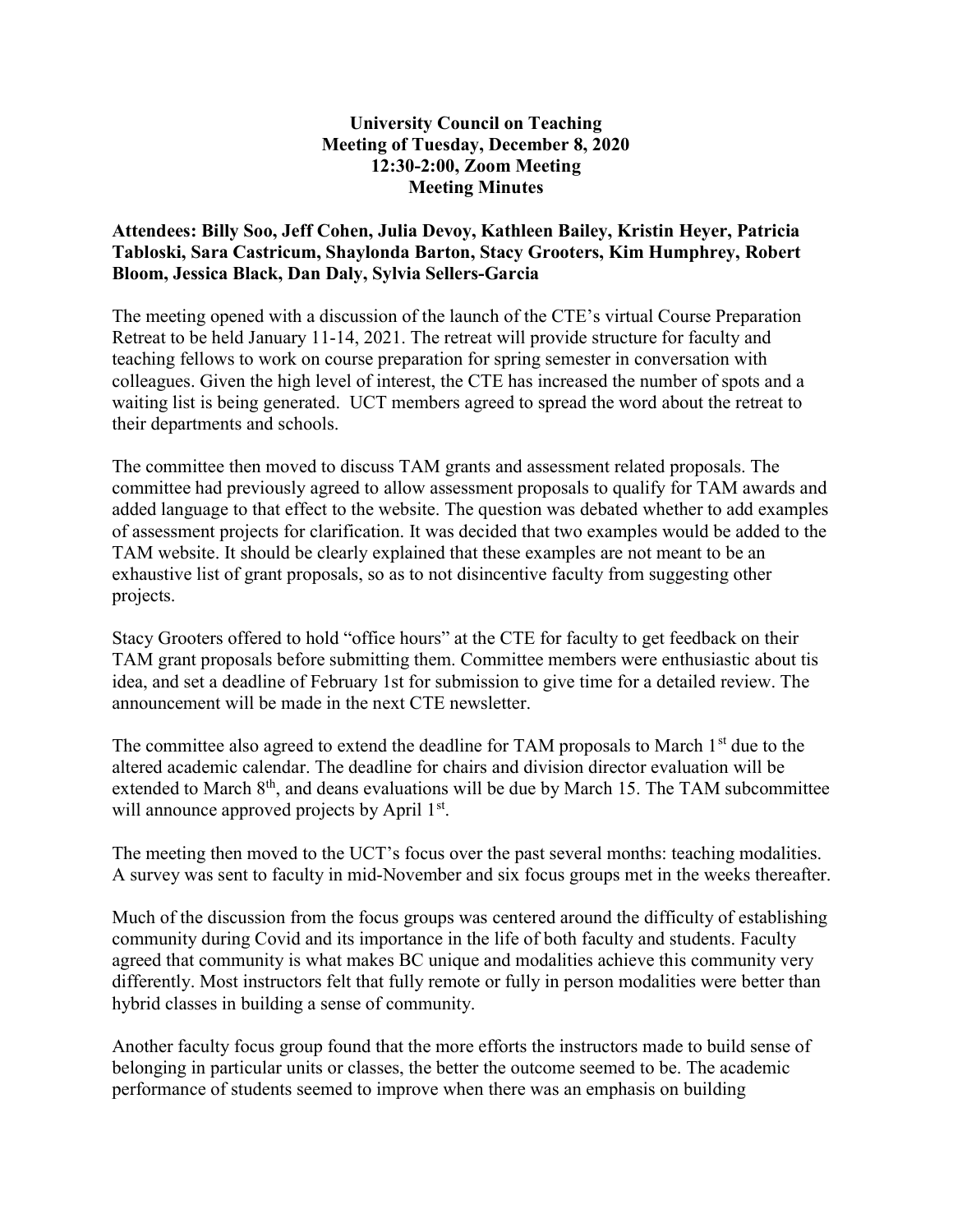**University Council on Teaching**
**Meeting of Tuesday, December 8, 2020**
**12:30-2:00, Zoom Meeting**
**Meeting Minutes**

**Attendees: Billy Soo, Jeff Cohen, Julia Devoy, Kathleen Bailey, Kristin Heyer, Patricia Tabloski, Sara Castricum, Shaylonda Barton, Stacy Grooters, Kim Humphrey, Robert Bloom, Jessica Black, Dan Daly, Sylvia Sellers-Garcia**

The meeting opened with a discussion of the launch of the CTE's virtual Course Preparation Retreat to be held January 11-14, 2021. The retreat will provide structure for faculty and teaching fellows to work on course preparation for spring semester in conversation with colleagues. Given the high level of interest, the CTE has increased the number of spots and a waiting list is being generated. UCT members agreed to spread the word about the retreat to their departments and schools.

The committee then moved to discuss TAM grants and assessment related proposals. The committee had previously agreed to allow assessment proposals to qualify for TAM awards and added language to that effect to the website. The question was debated whether to add examples of assessment projects for clarification. It was decided that two examples would be added to the TAM website. It should be clearly explained that these examples are not meant to be an exhaustive list of grant proposals, so as to not disincentive faculty from suggesting other projects.

Stacy Grooters offered to hold "office hours" at the CTE for faculty to get feedback on their TAM grant proposals before submitting them. Committee members were enthusiastic about tis idea, and set a deadline of February 1st for submission to give time for a detailed review. The announcement will be made in the next CTE newsletter.

The committee also agreed to extend the deadline for TAM proposals to March 1st due to the altered academic calendar. The deadline for chairs and division director evaluation will be extended to March 8th, and deans evaluations will be due by March 15. The TAM subcommittee will announce approved projects by April 1st.

The meeting then moved to the UCT's focus over the past several months: teaching modalities. A survey was sent to faculty in mid-November and six focus groups met in the weeks thereafter.

Much of the discussion from the focus groups was centered around the difficulty of establishing community during Covid and its importance in the life of both faculty and students. Faculty agreed that community is what makes BC unique and modalities achieve this community very differently. Most instructors felt that fully remote or fully in person modalities were better than hybrid classes in building a sense of community.

Another faculty focus group found that the more efforts the instructors made to build sense of belonging in particular units or classes, the better the outcome seemed to be. The academic performance of students seemed to improve when there was an emphasis on building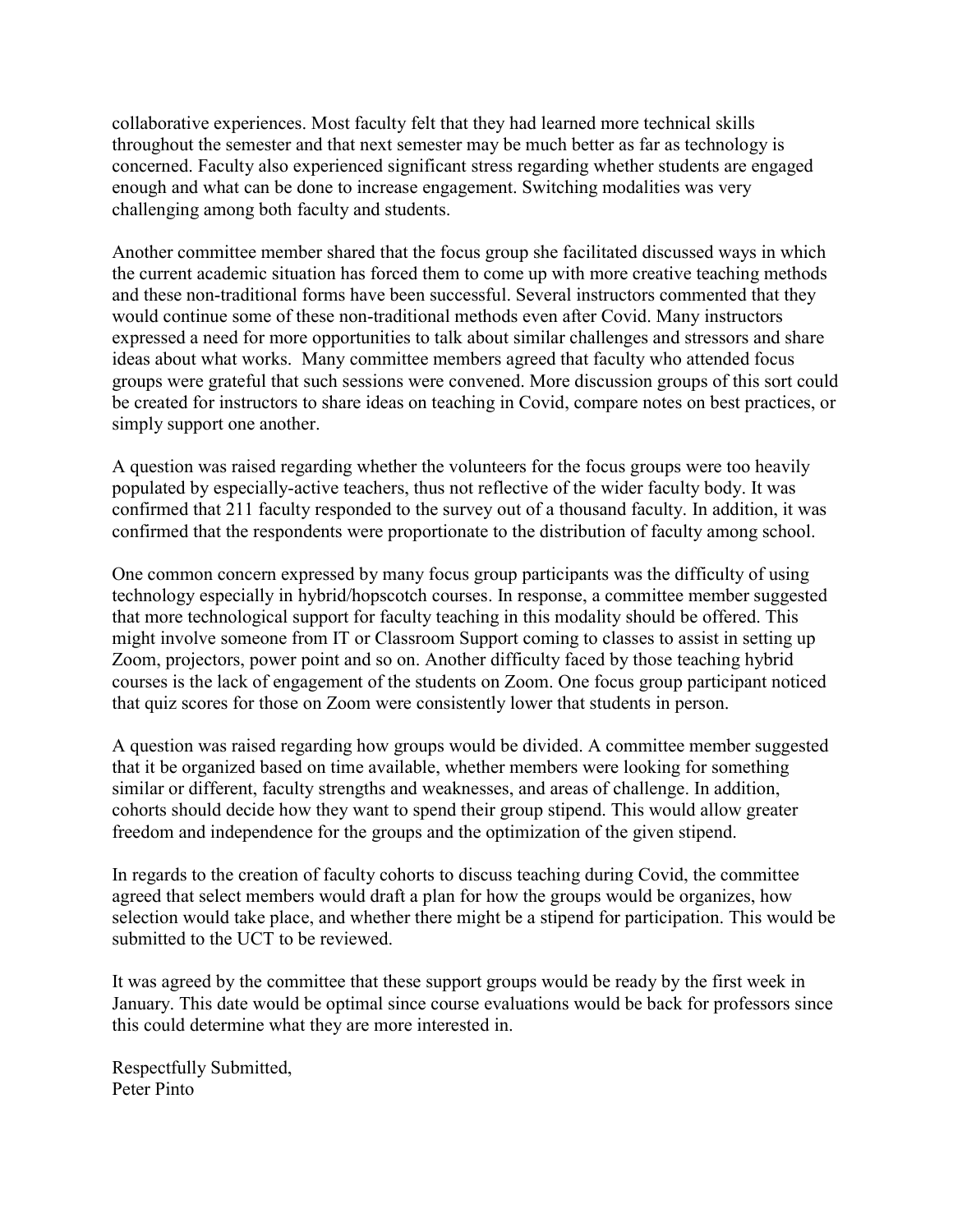collaborative experiences. Most faculty felt that they had learned more technical skills throughout the semester and that next semester may be much better as far as technology is concerned. Faculty also experienced significant stress regarding whether students are engaged enough and what can be done to increase engagement. Switching modalities was very challenging among both faculty and students.

Another committee member shared that the focus group she facilitated discussed ways in which the current academic situation has forced them to come up with more creative teaching methods and these non-traditional forms have been successful. Several instructors commented that they would continue some of these non-traditional methods even after Covid. Many instructors expressed a need for more opportunities to talk about similar challenges and stressors and share ideas about what works. Many committee members agreed that faculty who attended focus groups were grateful that such sessions were convened. More discussion groups of this sort could be created for instructors to share ideas on teaching in Covid, compare notes on best practices, or simply support one another.

A question was raised regarding whether the volunteers for the focus groups were too heavily populated by especially-active teachers, thus not reflective of the wider faculty body. It was confirmed that 211 faculty responded to the survey out of a thousand faculty. In addition, it was confirmed that the respondents were proportionate to the distribution of faculty among school.

One common concern expressed by many focus group participants was the difficulty of using technology especially in hybrid/hopscotch courses. In response, a committee member suggested that more technological support for faculty teaching in this modality should be offered. This might involve someone from IT or Classroom Support coming to classes to assist in setting up Zoom, projectors, power point and so on. Another difficulty faced by those teaching hybrid courses is the lack of engagement of the students on Zoom. One focus group participant noticed that quiz scores for those on Zoom were consistently lower that students in person.

A question was raised regarding how groups would be divided. A committee member suggested that it be organized based on time available, whether members were looking for something similar or different, faculty strengths and weaknesses, and areas of challenge. In addition, cohorts should decide how they want to spend their group stipend. This would allow greater freedom and independence for the groups and the optimization of the given stipend.

In regards to the creation of faculty cohorts to discuss teaching during Covid, the committee agreed that select members would draft a plan for how the groups would be organizes, how selection would take place, and whether there might be a stipend for participation. This would be submitted to the UCT to be reviewed.

It was agreed by the committee that these support groups would be ready by the first week in January. This date would be optimal since course evaluations would be back for professors since this could determine what they are more interested in.

Respectfully Submitted,
Peter Pinto